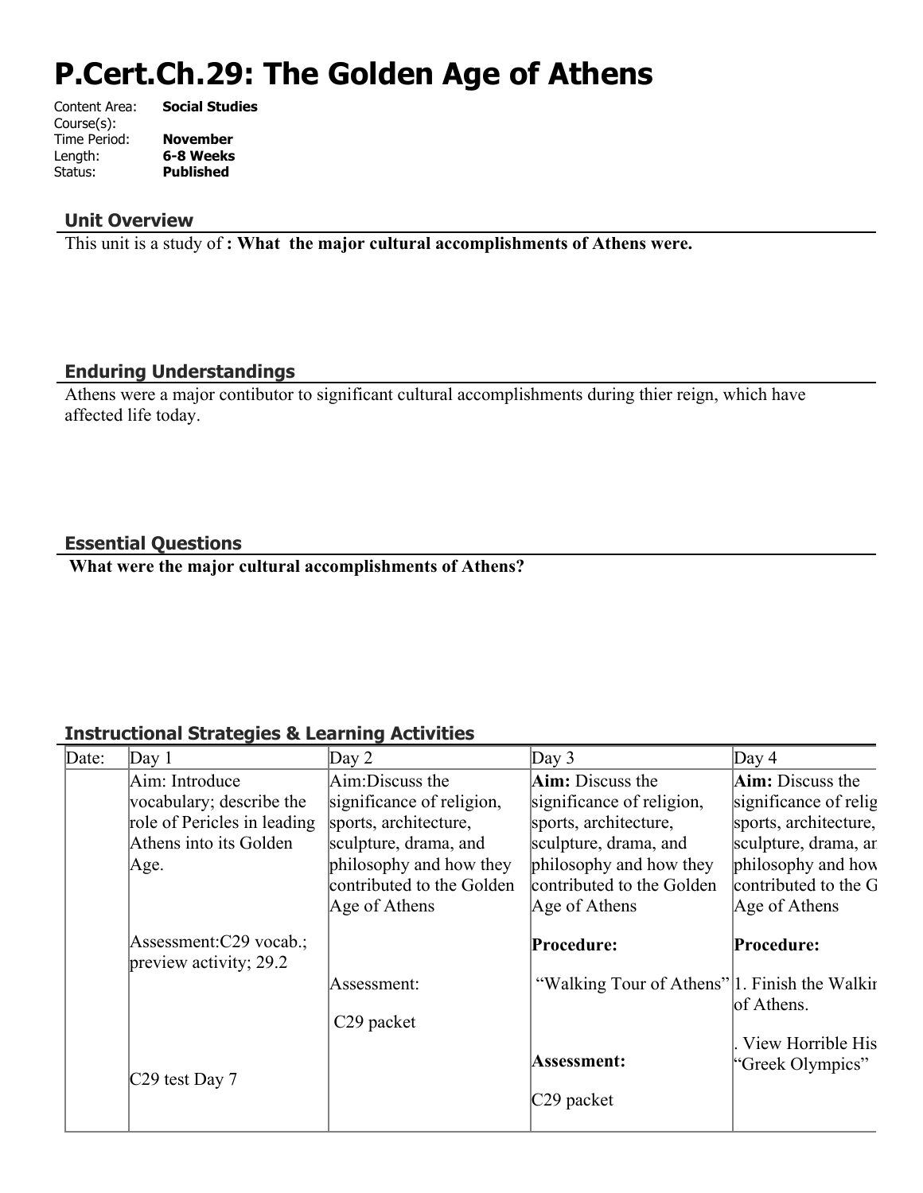# P.Cert.Ch.29: The Golden Age of Athens

Content Area: **Social Studies**
Course(s):
Time Period: **November**
Length: **6-8 Weeks**
Status: **Published**

## Unit Overview

This unit is a study of **: What  the major cultural accomplishments of Athens were.**

## Enduring Understandings

Athens were a major contibutor to significant cultural accomplishments during thier reign, which have affected life today.

## Essential Questions

**What were the major cultural accomplishments of Athens?**

## Instructional Strategies & Learning Activities

| Date: | Day 1 | Day 2 | Day 3 | Day 4 |
| --- | --- | --- | --- | --- |
| | Aim: Introduce vocabulary; describe the role of Pericles in leading Athens into its Golden Age.<br><br>Assessment:C29 vocab.; preview activity; 29.2<br><br>C29 test Day 7 | Aim:Discuss the significance of religion, sports, architecture, sculpture, drama, and philosophy and how they contributed to the Golden Age of Athens<br><br>Assessment:<br><br>C29 packet | **Aim:** Discuss the significance of religion, sports, architecture, sculpture, drama, and philosophy and how they contributed to the Golden Age of Athens<br><br>**Procedure:**<br><br>"Walking Tour of Athens"<br><br>**Assessment:**<br><br>C29 packet | **Aim:** Discuss the significance of relig sports, architecture, sculpture, drama, ar philosophy and how contributed to the G Age of Athens<br><br>**Procedure:**<br><br>1. Finish the Walkir of Athens.<br><br>. View Horrible His "Greek Olympics" |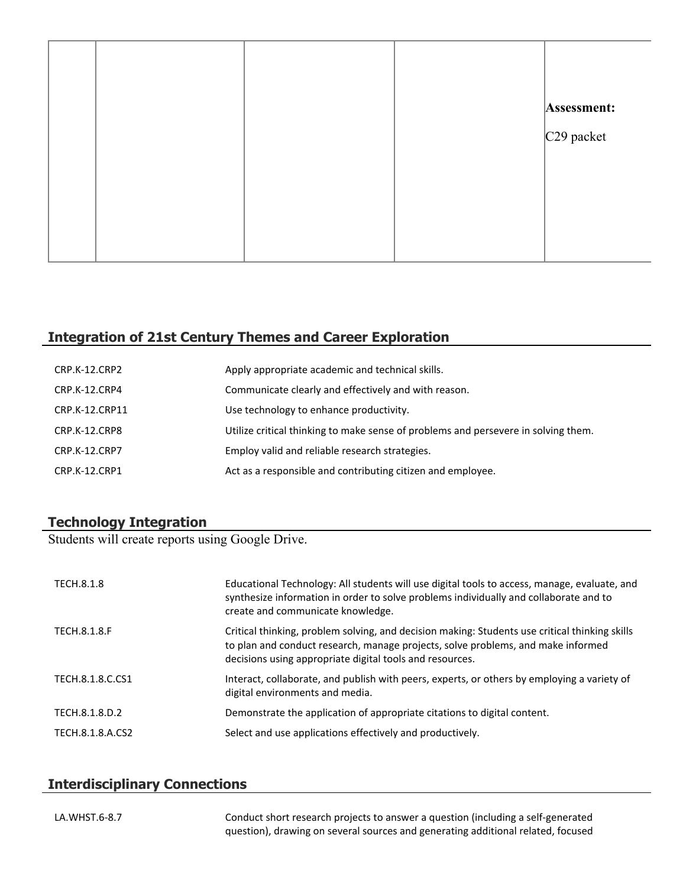|  |  |  |  | **Assessment:**<br><br>C29 packet |
|---|---|---|---|---|

## Integration of 21st Century Themes and Career Exploration

| | |
|---|---|
| CRP.K-12.CRP2 | Apply appropriate academic and technical skills. |
| CRP.K-12.CRP4 | Communicate clearly and effectively and with reason. |
| CRP.K-12.CRP11 | Use technology to enhance productivity. |
| CRP.K-12.CRP8 | Utilize critical thinking to make sense of problems and persevere in solving them. |
| CRP.K-12.CRP7 | Employ valid and reliable research strategies. |
| CRP.K-12.CRP1 | Act as a responsible and contributing citizen and employee. |

## Technology Integration

Students will create reports using Google Drive.

| | |
|---|---|
| TECH.8.1.8 | Educational Technology: All students will use digital tools to access, manage, evaluate, and synthesize information in order to solve problems individually and collaborate and to create and communicate knowledge. |
| TECH.8.1.8.F | Critical thinking, problem solving, and decision making: Students use critical thinking skills to plan and conduct research, manage projects, solve problems, and make informed decisions using appropriate digital tools and resources. |
| TECH.8.1.8.C.CS1 | Interact, collaborate, and publish with peers, experts, or others by employing a variety of digital environments and media. |
| TECH.8.1.8.D.2 | Demonstrate the application of appropriate citations to digital content. |
| TECH.8.1.8.A.CS2 | Select and use applications effectively and productively. |

## Interdisciplinary Connections

| | |
|---|---|
| LA.WHST.6-8.7 | Conduct short research projects to answer a question (including a self-generated question), drawing on several sources and generating additional related, focused |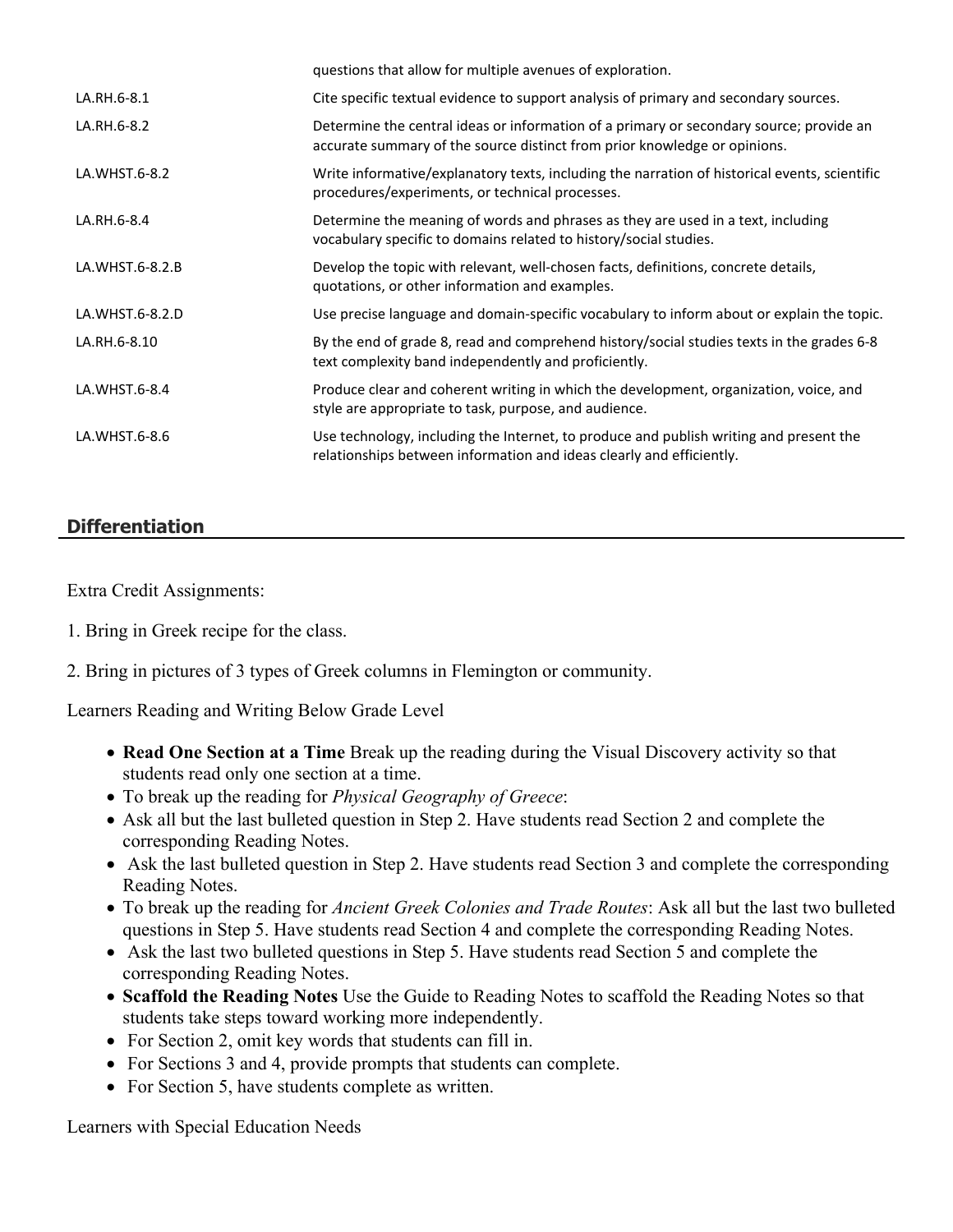| | |
|---|---|
| | questions that allow for multiple avenues of exploration. |
| LA.RH.6-8.1 | Cite specific textual evidence to support analysis of primary and secondary sources. |
| LA.RH.6-8.2 | Determine the central ideas or information of a primary or secondary source; provide an accurate summary of the source distinct from prior knowledge or opinions. |
| LA.WHST.6-8.2 | Write informative/explanatory texts, including the narration of historical events, scientific procedures/experiments, or technical processes. |
| LA.RH.6-8.4 | Determine the meaning of words and phrases as they are used in a text, including vocabulary specific to domains related to history/social studies. |
| LA.WHST.6-8.2.B | Develop the topic with relevant, well-chosen facts, definitions, concrete details, quotations, or other information and examples. |
| LA.WHST.6-8.2.D | Use precise language and domain-specific vocabulary to inform about or explain the topic. |
| LA.RH.6-8.10 | By the end of grade 8, read and comprehend history/social studies texts in the grades 6-8 text complexity band independently and proficiently. |
| LA.WHST.6-8.4 | Produce clear and coherent writing in which the development, organization, voice, and style are appropriate to task, purpose, and audience. |
| LA.WHST.6-8.6 | Use technology, including the Internet, to produce and publish writing and present the relationships between information and ideas clearly and efficiently. |

## Differentiation

Extra Credit Assignments:

1. Bring in Greek recipe for the class.

2. Bring in pictures of 3 types of Greek columns in Flemington or community.

Learners Reading and Writing Below Grade Level

- **Read One Section at a Time** Break up the reading during the Visual Discovery activity so that students read only one section at a time.
- To break up the reading for *Physical Geography of Greece*:
- Ask all but the last bulleted question in Step 2. Have students read Section 2 and complete the corresponding Reading Notes.
- Ask the last bulleted question in Step 2. Have students read Section 3 and complete the corresponding Reading Notes.
- To break up the reading for *Ancient Greek Colonies and Trade Routes*: Ask all but the last two bulleted questions in Step 5. Have students read Section 4 and complete the corresponding Reading Notes.
- Ask the last two bulleted questions in Step 5. Have students read Section 5 and complete the corresponding Reading Notes.
- **Scaffold the Reading Notes** Use the Guide to Reading Notes to scaffold the Reading Notes so that students take steps toward working more independently.
- For Section 2, omit key words that students can fill in.
- For Sections 3 and 4, provide prompts that students can complete.
- For Section 5, have students complete as written.

Learners with Special Education Needs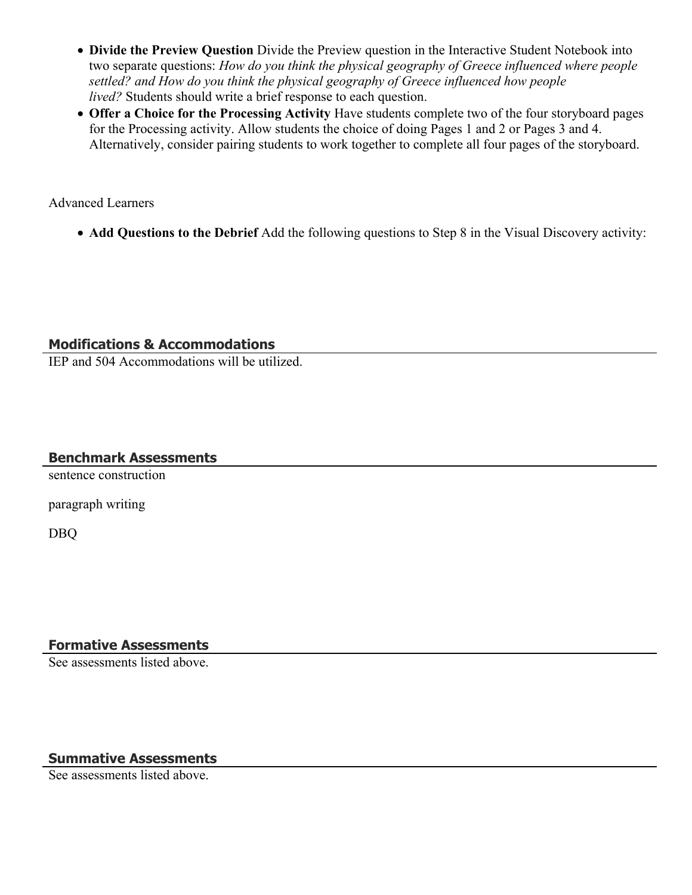- **Divide the Preview Question** Divide the Preview question in the Interactive Student Notebook into two separate questions: *How do you think the physical geography of Greece influenced where people settled? and How do you think the physical geography of Greece influenced how people lived?* Students should write a brief response to each question.
- **Offer a Choice for the Processing Activity** Have students complete two of the four storyboard pages for the Processing activity. Allow students the choice of doing Pages 1 and 2 or Pages 3 and 4. Alternatively, consider pairing students to work together to complete all four pages of the storyboard.

Advanced Learners

- **Add Questions to the Debrief** Add the following questions to Step 8 in the Visual Discovery activity:

## Modifications & Accommodations

IEP and 504 Accommodations will be utilized.

## Benchmark Assessments

sentence construction

paragraph writing

DBQ

## Formative Assessments

See assessments listed above.

## Summative Assessments

See assessments listed above.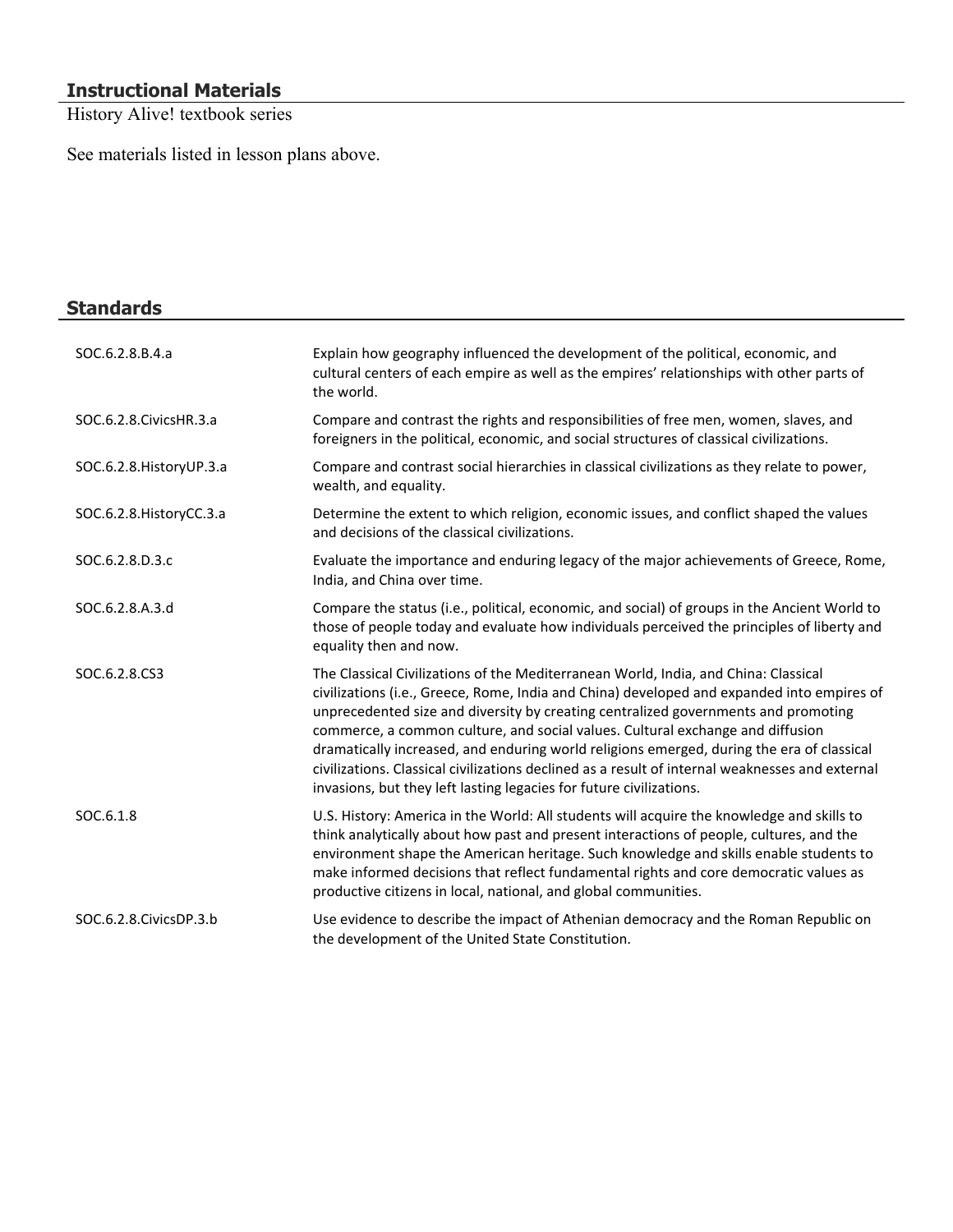## Instructional Materials

History Alive! textbook series

See materials listed in lesson plans above.

## Standards

| | |
|---|---|
| SOC.6.2.8.B.4.a | Explain how geography influenced the development of the political, economic, and cultural centers of each empire as well as the empires' relationships with other parts of the world. |
| SOC.6.2.8.CivicsHR.3.a | Compare and contrast the rights and responsibilities of free men, women, slaves, and foreigners in the political, economic, and social structures of classical civilizations. |
| SOC.6.2.8.HistoryUP.3.a | Compare and contrast social hierarchies in classical civilizations as they relate to power, wealth, and equality. |
| SOC.6.2.8.HistoryCC.3.a | Determine the extent to which religion, economic issues, and conflict shaped the values and decisions of the classical civilizations. |
| SOC.6.2.8.D.3.c | Evaluate the importance and enduring legacy of the major achievements of Greece, Rome, India, and China over time. |
| SOC.6.2.8.A.3.d | Compare the status (i.e., political, economic, and social) of groups in the Ancient World to those of people today and evaluate how individuals perceived the principles of liberty and equality then and now. |
| SOC.6.2.8.CS3 | The Classical Civilizations of the Mediterranean World, India, and China: Classical civilizations (i.e., Greece, Rome, India and China) developed and expanded into empires of unprecedented size and diversity by creating centralized governments and promoting commerce, a common culture, and social values. Cultural exchange and diffusion dramatically increased, and enduring world religions emerged, during the era of classical civilizations. Classical civilizations declined as a result of internal weaknesses and external invasions, but they left lasting legacies for future civilizations. |
| SOC.6.1.8 | U.S. History: America in the World: All students will acquire the knowledge and skills to think analytically about how past and present interactions of people, cultures, and the environment shape the American heritage. Such knowledge and skills enable students to make informed decisions that reflect fundamental rights and core democratic values as productive citizens in local, national, and global communities. |
| SOC.6.2.8.CivicsDP.3.b | Use evidence to describe the impact of Athenian democracy and the Roman Republic on the development of the United State Constitution. |